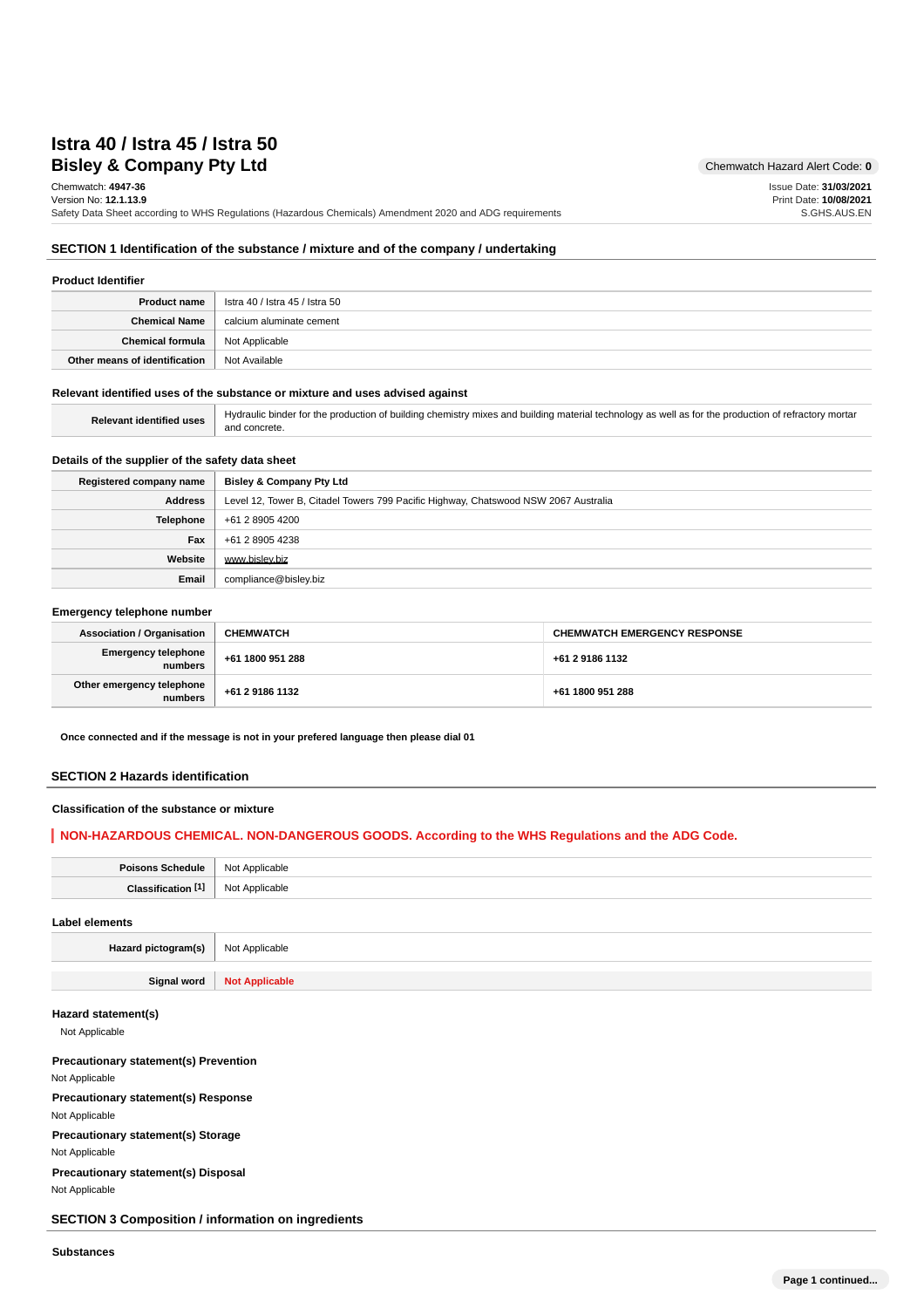# Istra 40 / Istra 45 / Istra 50
## Bisley & Company Pty Ltd

Chemwatch Hazard Alert Code: **0**

Chemwatch: **4947-36**
Version No: **12.1.13.9**
Safety Data Sheet according to WHS Regulations (Hazardous Chemicals) Amendment 2020 and ADG requirements

Issue Date: **31/03/2021**
Print Date: **10/08/2021**
S.GHS.AUS.EN

## SECTION 1 Identification of the substance / mixture and of the company / undertaking

### Product Identifier

| | |
|---|---|
| **Product name** | Istra 40 / Istra 45 / Istra 50 |
| **Chemical Name** | calcium aluminate cement |
| **Chemical formula** | Not Applicable |
| **Other means of identification** | Not Available |

### Relevant identified uses of the substance or mixture and uses advised against

| | |
|---|---|
| **Relevant identified uses** | Hydraulic binder for the production of building chemistry mixes and building material technology as well as for the production of refractory mortar and concrete. |

### Details of the supplier of the safety data sheet

| | |
|---|---|
| **Registered company name** | Bisley & Company Pty Ltd |
| **Address** | Level 12, Tower B, Citadel Towers 799 Pacific Highway, Chatswood NSW 2067 Australia |
| **Telephone** | +61 2 8905 4200 |
| **Fax** | +61 2 8905 4238 |
| **Website** | www.bisley.biz |
| **Email** | compliance@bisley.biz |

### Emergency telephone number

| **Association / Organisation** | **CHEMWATCH** | **CHEMWATCH EMERGENCY RESPONSE** |
|---|---|---|
| **Emergency telephone numbers** | **+61 1800 951 288** | **+61 2 9186 1132** |
| **Other emergency telephone numbers** | **+61 2 9186 1132** | **+61 1800 951 288** |

**Once connected and if the message is not in your prefered language then please dial 01**

## SECTION 2 Hazards identification

### Classification of the substance or mixture

**NON-HAZARDOUS CHEMICAL. NON-DANGEROUS GOODS. According to the WHS Regulations and the ADG Code.**

| | |
|---|---|
| **Poisons Schedule** | Not Applicable |
| **Classification [1]** | Not Applicable |

### Label elements

| | |
|---|---|
| **Hazard pictogram(s)** | Not Applicable |
| **Signal word** | **Not Applicable** |

### Hazard statement(s)

Not Applicable

### Precautionary statement(s) Prevention

Not Applicable

### Precautionary statement(s) Response

Not Applicable

### Precautionary statement(s) Storage

Not Applicable

### Precautionary statement(s) Disposal

Not Applicable

## SECTION 3 Composition / information on ingredients

### Substances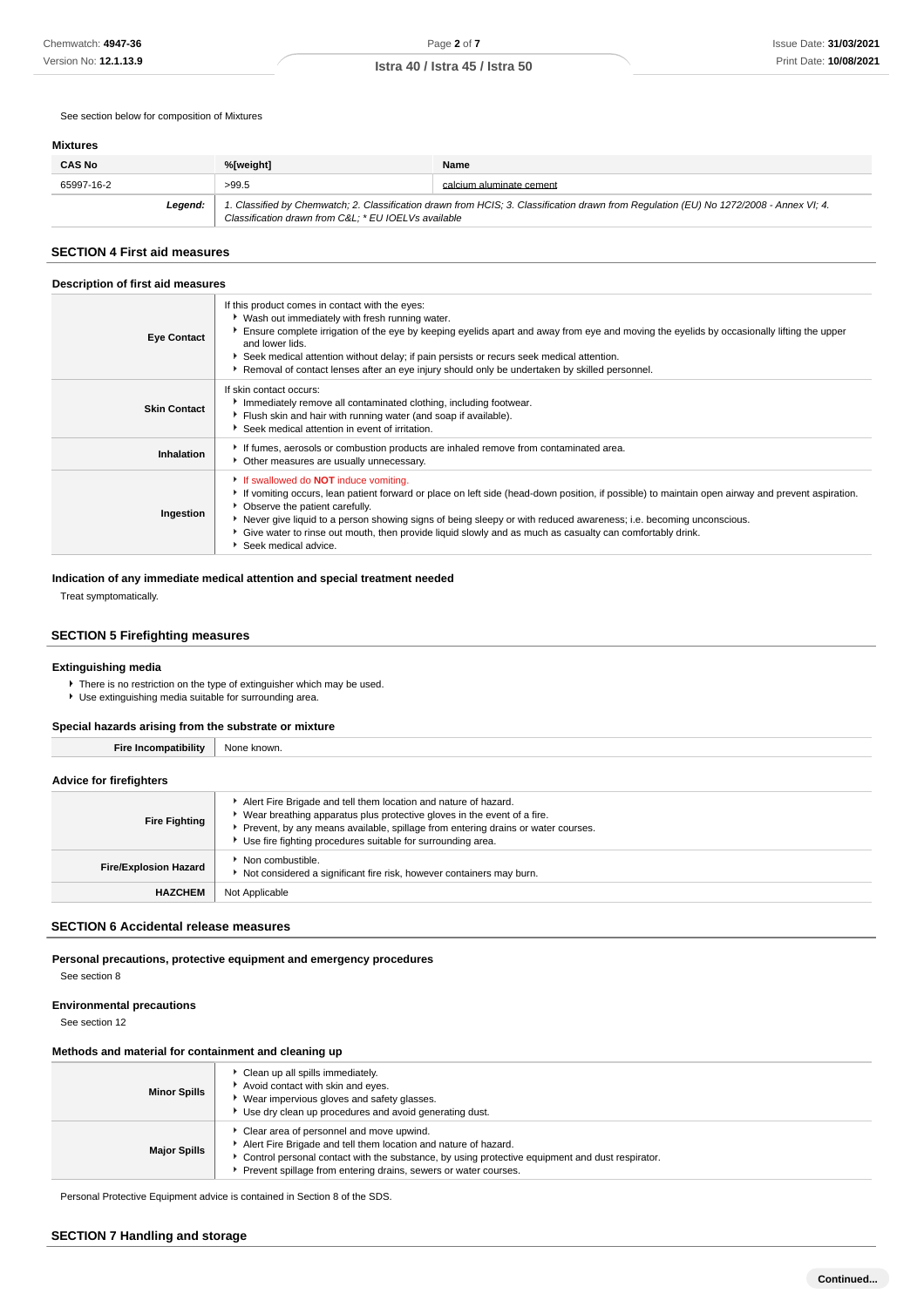See section below for composition of Mixtures

### Mixtures

| CAS No | %[weight] | Name |
|---|---|---|
| 65997-16-2 | >99.5 | calcium aluminate cement |
| **Legend:** | *1. Classified by Chemwatch; 2. Classification drawn from HCIS; 3. Classification drawn from Regulation (EU) No 1272/2008 - Annex VI; 4. Classification drawn from C&L; * EU IOELVs available* | |

## SECTION 4 First aid measures

### Description of first aid measures

| | |
|---|---|
| **Eye Contact** | If this product comes in contact with the eyes:<br>▸ Wash out immediately with fresh running water.<br>▸ Ensure complete irrigation of the eye by keeping eyelids apart and away from eye and moving the eyelids by occasionally lifting the upper and lower lids.<br>▸ Seek medical attention without delay; if pain persists or recurs seek medical attention.<br>▸ Removal of contact lenses after an eye injury should only be undertaken by skilled personnel. |
| **Skin Contact** | If skin contact occurs:<br>▸ Immediately remove all contaminated clothing, including footwear.<br>▸ Flush skin and hair with running water (and soap if available).<br>▸ Seek medical attention in event of irritation. |
| **Inhalation** | ▸ If fumes, aerosols or combustion products are inhaled remove from contaminated area.<br>▸ Other measures are usually unnecessary. |
| **Ingestion** | ▸ If swallowed do **NOT** induce vomiting.<br>▸ If vomiting occurs, lean patient forward or place on left side (head-down position, if possible) to maintain open airway and prevent aspiration.<br>▸ Observe the patient carefully.<br>▸ Never give liquid to a person showing signs of being sleepy or with reduced awareness; i.e. becoming unconscious.<br>▸ Give water to rinse out mouth, then provide liquid slowly and as much as casualty can comfortably drink.<br>▸ Seek medical advice. |

### Indication of any immediate medical attention and special treatment needed

Treat symptomatically.

## SECTION 5 Firefighting measures

### Extinguishing media

- There is no restriction on the type of extinguisher which may be used.
- Use extinguishing media suitable for surrounding area.

### Special hazards arising from the substrate or mixture

| | |
|---|---|
| **Fire Incompatibility** | None known. |

### Advice for firefighters

| | |
|---|---|
| **Fire Fighting** | ▸ Alert Fire Brigade and tell them location and nature of hazard.<br>▸ Wear breathing apparatus plus protective gloves in the event of a fire.<br>▸ Prevent, by any means available, spillage from entering drains or water courses.<br>▸ Use fire fighting procedures suitable for surrounding area. |
| **Fire/Explosion Hazard** | ▸ Non combustible.<br>▸ Not considered a significant fire risk, however containers may burn. |
| **HAZCHEM** | Not Applicable |

## SECTION 6 Accidental release measures

### Personal precautions, protective equipment and emergency procedures

See section 8

### Environmental precautions

See section 12

### Methods and material for containment and cleaning up

| | |
|---|---|
| **Minor Spills** | ▸ Clean up all spills immediately.<br>▸ Avoid contact with skin and eyes.<br>▸ Wear impervious gloves and safety glasses.<br>▸ Use dry clean up procedures and avoid generating dust. |
| **Major Spills** | ▸ Clear area of personnel and move upwind.<br>▸ Alert Fire Brigade and tell them location and nature of hazard.<br>▸ Control personal contact with the substance, by using protective equipment and dust respirator.<br>▸ Prevent spillage from entering drains, sewers or water courses. |

Personal Protective Equipment advice is contained in Section 8 of the SDS.

## SECTION 7 Handling and storage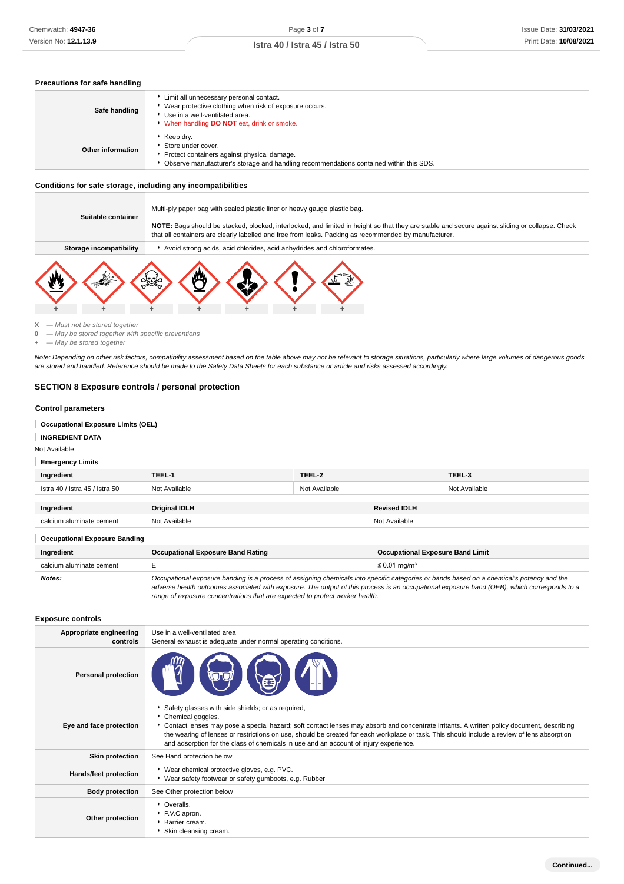## Precautions for safe handling

| | |
|---|---|
| **Safe handling** | - Limit all unnecessary personal contact.<br>- Wear protective clothing when risk of exposure occurs.<br>- Use in a well-ventilated area.<br>- When handling **DO NOT** eat, drink or smoke. |
| **Other information** | - Keep dry.<br>- Store under cover.<br>- Protect containers against physical damage.<br>- Observe manufacturer's storage and handling recommendations contained within this SDS. |

## Conditions for safe storage, including any incompatibilities

| | |
|---|---|
| **Suitable container** | Multi-ply paper bag with sealed plastic liner or heavy gauge plastic bag.<br><br>**NOTE:** Bags should be stacked, blocked, interlocked, and limited in height so that they are stable and secure against sliding or collapse. Check that all containers are clearly labelled and free from leaks. Packing as recommended by manufacturer. |
| **Storage incompatibility** | - Avoid strong acids, acid chlorides, acid anhydrides and chloroformates. |

| | | | | | | |
|---|---|---|---|---|---|---|
| + | + | + | + | + | + | + |

**X** — *Must not be stored together*
**0** — *May be stored together with specific preventions*
**+** — *May be stored together*

*Note: Depending on other risk factors, compatibility assessment based on the table above may not be relevant to storage situations, particularly where large volumes of dangerous goods are stored and handled. Reference should be made to the Safety Data Sheets for each substance or article and risks assessed accordingly.*

# SECTION 8 Exposure controls / personal protection

## Control parameters

**Occupational Exposure Limits (OEL)**

**INGREDIENT DATA**

Not Available

**Emergency Limits**

| Ingredient | TEEL-1 | TEEL-2 | TEEL-3 |
|---|---|---|---|
| Istra 40 / Istra 45 / Istra 50 | Not Available | Not Available | Not Available |

| Ingredient | Original IDLH | Revised IDLH |
|---|---|---|
| calcium aluminate cement | Not Available | Not Available |

**Occupational Exposure Banding**

| Ingredient | Occupational Exposure Band Rating | Occupational Exposure Band Limit |
|---|---|---|
| calcium aluminate cement | E | ≤ 0.01 mg/m³ |
| ***Notes:*** | *Occupational exposure banding is a process of assigning chemicals into specific categories or bands based on a chemical's potency and the adverse health outcomes associated with exposure. The output of this process is an occupational exposure band (OEB), which corresponds to a range of exposure concentrations that are expected to protect worker health.* | |

## Exposure controls

| | |
|---|---|
| **Appropriate engineering controls** | Use in a well-ventilated area<br>General exhaust is adequate under normal operating conditions. |
| **Personal protection** | |
| **Eye and face protection** | - Safety glasses with side shields; or as required,<br>- Chemical goggles.<br>- Contact lenses may pose a special hazard; soft contact lenses may absorb and concentrate irritants. A written policy document, describing the wearing of lenses or restrictions on use, should be created for each workplace or task. This should include a review of lens absorption and adsorption for the class of chemicals in use and an account of injury experience. |
| **Skin protection** | See Hand protection below |
| **Hands/feet protection** | - Wear chemical protective gloves, e.g. PVC.<br>- Wear safety footwear or safety gumboots, e.g. Rubber |
| **Body protection** | See Other protection below |
| **Other protection** | - Overalls.<br>- P.V.C apron.<br>- Barrier cream.<br>- Skin cleansing cream. |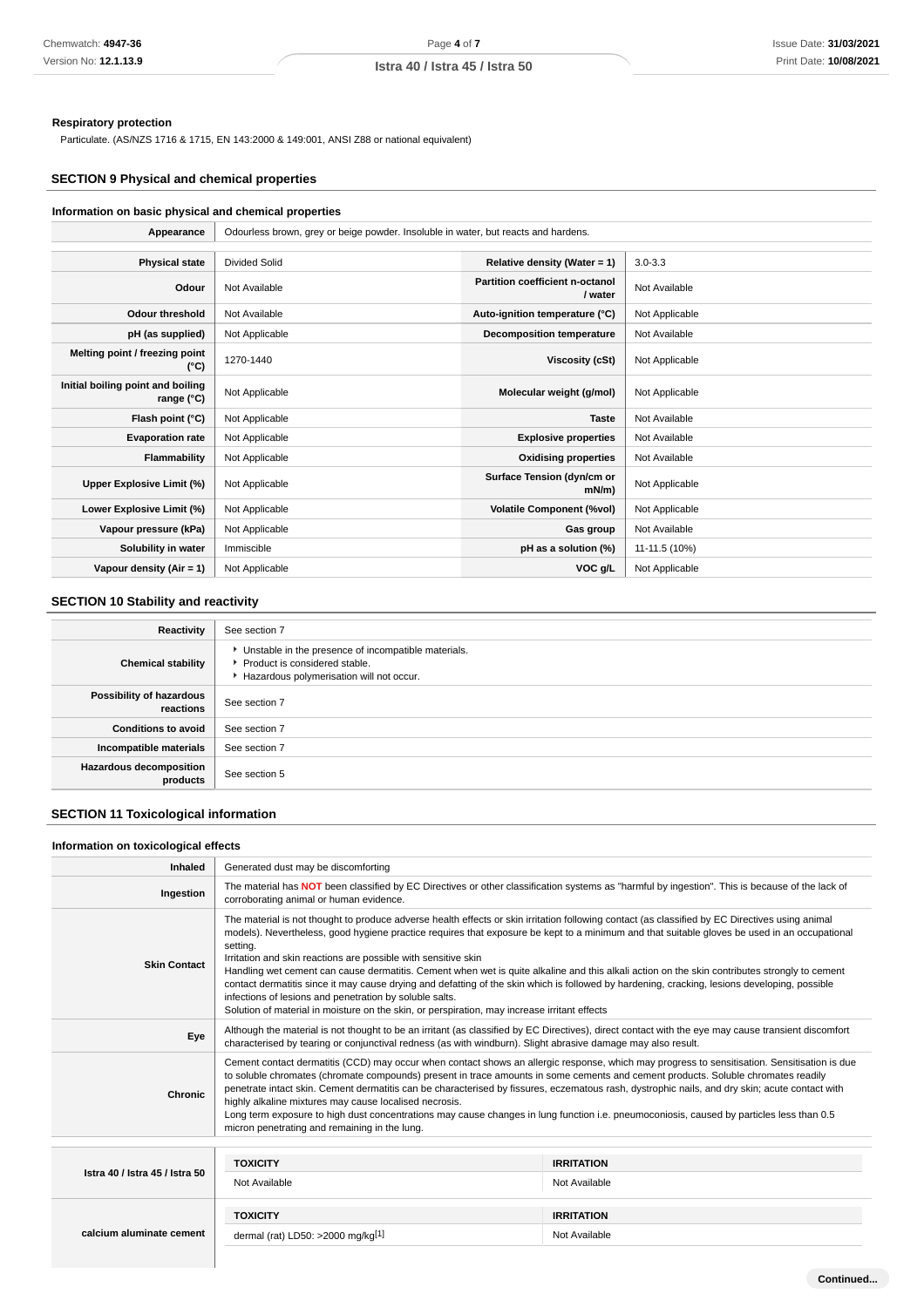**Respiratory protection**

Particulate. (AS/NZS 1716 & 1715, EN 143:2000 & 149:001, ANSI Z88 or national equivalent)

## SECTION 9 Physical and chemical properties

### Information on basic physical and chemical properties

| Appearance | Odourless brown, grey or beige powder. Insoluble in water, but reacts and hardens. | | |
|---|---|---|---|
| **Physical state** | Divided Solid | **Relative density (Water = 1)** | 3.0-3.3 |
| **Odour** | Not Available | **Partition coefficient n-octanol / water** | Not Available |
| **Odour threshold** | Not Available | **Auto-ignition temperature (°C)** | Not Applicable |
| **pH (as supplied)** | Not Applicable | **Decomposition temperature** | Not Available |
| **Melting point / freezing point (°C)** | 1270-1440 | **Viscosity (cSt)** | Not Applicable |
| **Initial boiling point and boiling range (°C)** | Not Applicable | **Molecular weight (g/mol)** | Not Applicable |
| **Flash point (°C)** | Not Applicable | **Taste** | Not Available |
| **Evaporation rate** | Not Applicable | **Explosive properties** | Not Available |
| **Flammability** | Not Applicable | **Oxidising properties** | Not Available |
| **Upper Explosive Limit (%)** | Not Applicable | **Surface Tension (dyn/cm or mN/m)** | Not Applicable |
| **Lower Explosive Limit (%)** | Not Applicable | **Volatile Component (%vol)** | Not Applicable |
| **Vapour pressure (kPa)** | Not Applicable | **Gas group** | Not Available |
| **Solubility in water** | Immiscible | **pH as a solution (%)** | 11-11.5 (10%) |
| **Vapour density (Air = 1)** | Not Applicable | **VOC g/L** | Not Applicable |

## SECTION 10 Stability and reactivity

| | |
|---|---|
| **Reactivity** | See section 7 |
| **Chemical stability** | Unstable in the presence of incompatible materials.<br>Product is considered stable.<br>Hazardous polymerisation will not occur. |
| **Possibility of hazardous reactions** | See section 7 |
| **Conditions to avoid** | See section 7 |
| **Incompatible materials** | See section 7 |
| **Hazardous decomposition products** | See section 5 |

## SECTION 11 Toxicological information

### Information on toxicological effects

| | |
|---|---|
| **Inhaled** | Generated dust may be discomforting |
| **Ingestion** | The material has **NOT** been classified by EC Directives or other classification systems as "harmful by ingestion". This is because of the lack of corroborating animal or human evidence. |
| **Skin Contact** | The material is not thought to produce adverse health effects or skin irritation following contact (as classified by EC Directives using animal models). Nevertheless, good hygiene practice requires that exposure be kept to a minimum and that suitable gloves be used in an occupational setting.<br>Irritation and skin reactions are possible with sensitive skin<br>Handling wet cement can cause dermatitis. Cement when wet is quite alkaline and this alkali action on the skin contributes strongly to cement contact dermatitis since it may cause drying and defatting of the skin which is followed by hardening, cracking, lesions developing, possible infections of lesions and penetration by soluble salts.<br>Solution of material in moisture on the skin, or perspiration, may increase irritant effects |
| **Eye** | Although the material is not thought to be an irritant (as classified by EC Directives), direct contact with the eye may cause transient discomfort characterised by tearing or conjunctival redness (as with windburn). Slight abrasive damage may also result. |
| **Chronic** | Cement contact dermatitis (CCD) may occur when contact shows an allergic response, which may progress to sensitisation. Sensitisation is due to soluble chromates (chromate compounds) present in trace amounts in some cements and cement products. Soluble chromates readily penetrate intact skin. Cement dermatitis can be characterised by fissures, eczematous rash, dystrophic nails, and dry skin; acute contact with highly alkaline mixtures may cause localised necrosis.<br>Long term exposure to high dust concentrations may cause changes in lung function i.e. pneumoconiosis, caused by particles less than 0.5 micron penetrating and remaining in the lung. |

| | TOXICITY | IRRITATION |
|---|---|---|
| **Istra 40 / Istra 45 / Istra 50** | Not Available | Not Available |
| | **TOXICITY** | **IRRITATION** |
| **calcium aluminate cement** | dermal (rat) LD50: >2000 mg/kg[1] | Not Available |

Continued...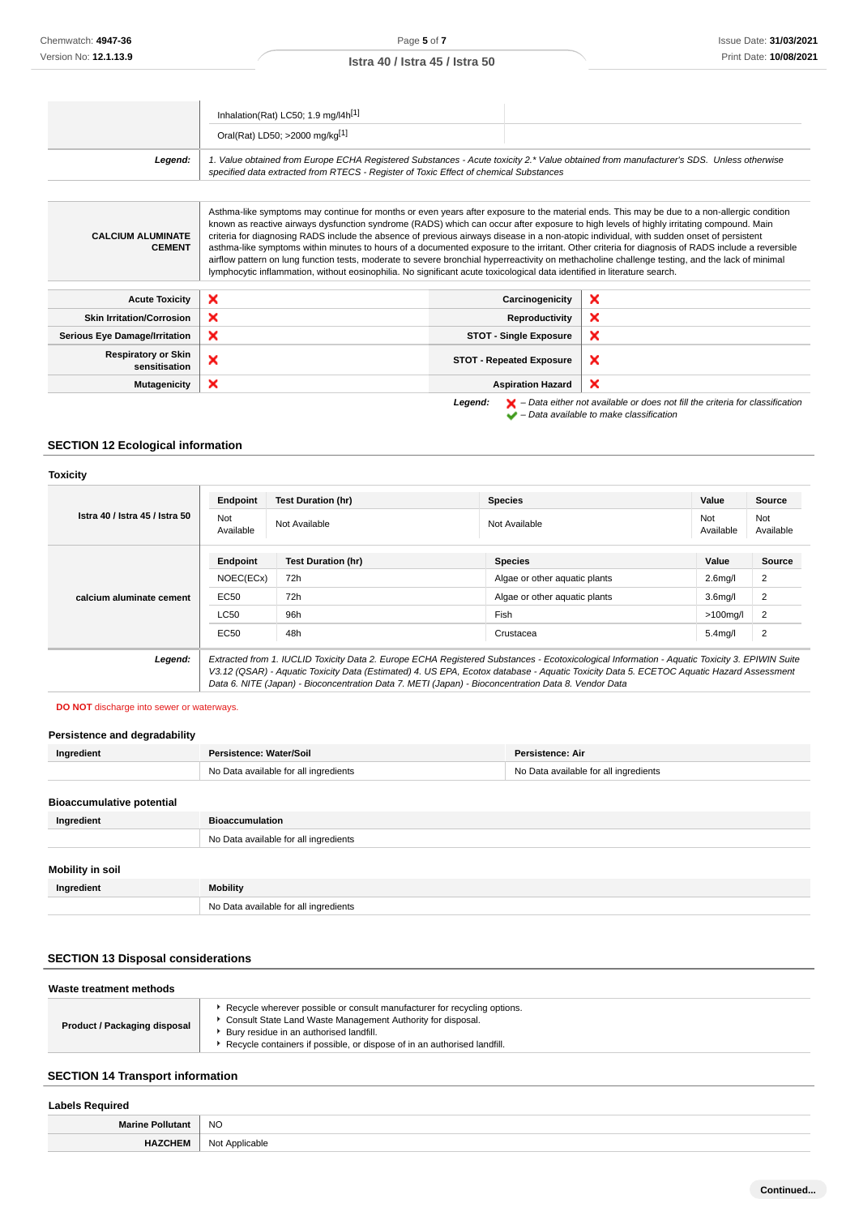| | | |
|---|---|---|
| | Inhalation(Rat) LC50; 1.9 mg/l4h[1] | |
| | Oral(Rat) LD50; >2000 mg/kg[1] | |
| ***Legend:*** | *1. Value obtained from Europe ECHA Registered Substances - Acute toxicity 2.\* Value obtained from manufacturer's SDS. Unless otherwise specified data extracted from RTECS - Register of Toxic Effect of chemical Substances* | |

| | |
|---|---|
| **CALCIUM ALUMINATE CEMENT** | Asthma-like symptoms may continue for months or even years after exposure to the material ends. This may be due to a non-allergic condition known as reactive airways dysfunction syndrome (RADS) which can occur after exposure to high levels of highly irritating compound. Main criteria for diagnosing RADS include the absence of previous airways disease in a non-atopic individual, with sudden onset of persistent asthma-like symptoms within minutes to hours of a documented exposure to the irritant. Other criteria for diagnosis of RADS include a reversible airflow pattern on lung function tests, moderate to severe bronchial hyperreactivity on methacholine challenge testing, and the lack of minimal lymphocytic inflammation, without eosinophilia. No significant acute toxicological data identified in literature search. |

| | | | |
|---|---|---|---|
| **Acute Toxicity** | ✘ | **Carcinogenicity** | ✘ |
| **Skin Irritation/Corrosion** | ✘ | **Reproductivity** | ✘ |
| **Serious Eye Damage/Irritation** | ✘ | **STOT - Single Exposure** | ✘ |
| **Respiratory or Skin sensitisation** | ✘ | **STOT - Repeated Exposure** | ✘ |
| **Mutagenicity** | ✘ | **Aspiration Hazard** | ✘ |

***Legend:*** ✘ *– Data either not available or does not fill the criteria for classification*
✔ *– Data available to make classification*

## SECTION 12 Ecological information

### Toxicity

| | Endpoint | Test Duration (hr) | Species | Value | Source |
|---|---|---|---|---|---|
| **Istra 40 / Istra 45 / Istra 50** | Not Available | Not Available | Not Available | Not Available | Not Available |

| | Endpoint | Test Duration (hr) | Species | Value | Source |
|---|---|---|---|---|---|
| **calcium aluminate cement** | NOEC(ECx) | 72h | Algae or other aquatic plants | 2.6mg/l | 2 |
| | EC50 | 72h | Algae or other aquatic plants | 3.6mg/l | 2 |
| | LC50 | 96h | Fish | >100mg/l | 2 |
| | EC50 | 48h | Crustacea | 5.4mg/l | 2 |

| | |
|---|---|
| ***Legend:*** | *Extracted from 1. IUCLID Toxicity Data 2. Europe ECHA Registered Substances - Ecotoxicological Information - Aquatic Toxicity 3. EPIWIN Suite V3.12 (QSAR) - Aquatic Toxicity Data (Estimated) 4. US EPA, Ecotox database - Aquatic Toxicity Data 5. ECETOC Aquatic Hazard Assessment Data 6. NITE (Japan) - Bioconcentration Data 7. METI (Japan) - Bioconcentration Data 8. Vendor Data* |

**DO NOT** discharge into sewer or waterways.

### Persistence and degradability

| Ingredient | Persistence: Water/Soil | Persistence: Air |
|---|---|---|
| | No Data available for all ingredients | No Data available for all ingredients |

### Bioaccumulative potential

| Ingredient | Bioaccumulation |
|---|---|
| | No Data available for all ingredients |

### Mobility in soil

| Ingredient | Mobility |
|---|---|
| | No Data available for all ingredients |

## SECTION 13 Disposal considerations

### Waste treatment methods

| | |
|---|---|
| **Product / Packaging disposal** | ‣ Recycle wherever possible or consult manufacturer for recycling options.<br>‣ Consult State Land Waste Management Authority for disposal.<br>‣ Bury residue in an authorised landfill.<br>‣ Recycle containers if possible, or dispose of in an authorised landfill. |

## SECTION 14 Transport information

### Labels Required

| | |
|---|---|
| **Marine Pollutant** | NO |
| **HAZCHEM** | Not Applicable |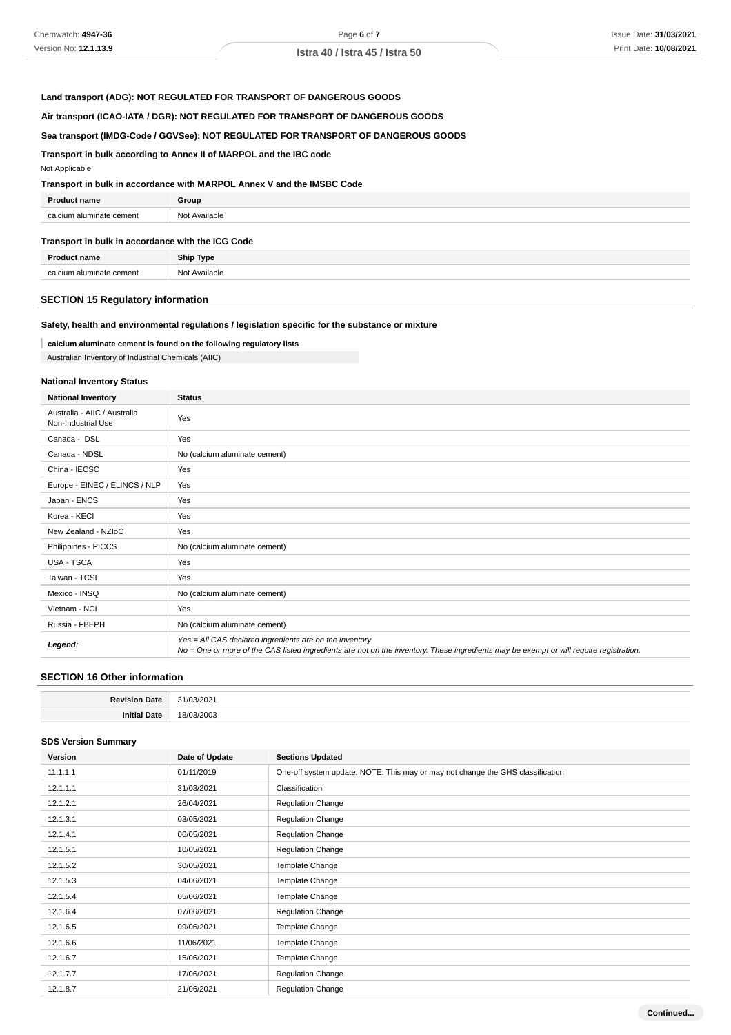**Land transport (ADG): NOT REGULATED FOR TRANSPORT OF DANGEROUS GOODS**

**Air transport (ICAO-IATA / DGR): NOT REGULATED FOR TRANSPORT OF DANGEROUS GOODS**

**Sea transport (IMDG-Code / GGVSee): NOT REGULATED FOR TRANSPORT OF DANGEROUS GOODS**

**Transport in bulk according to Annex II of MARPOL and the IBC code**

Not Applicable

**Transport in bulk in accordance with MARPOL Annex V and the IMSBC Code**

| Product name | Group |
| --- | --- |
| calcium aluminate cement | Not Available |

**Transport in bulk in accordance with the ICG Code**

| Product name | Ship Type |
| --- | --- |
| calcium aluminate cement | Not Available |

## SECTION 15 Regulatory information

**Safety, health and environmental regulations / legislation specific for the substance or mixture**

**calcium aluminate cement is found on the following regulatory lists**

Australian Inventory of Industrial Chemicals (AIIC)

**National Inventory Status**

| National Inventory | Status |
| --- | --- |
| Australia - AIIC / Australia Non-Industrial Use | Yes |
| Canada - DSL | Yes |
| Canada - NDSL | No (calcium aluminate cement) |
| China - IECSC | Yes |
| Europe - EINEC / ELINCS / NLP | Yes |
| Japan - ENCS | Yes |
| Korea - KECI | Yes |
| New Zealand - NZIoC | Yes |
| Philippines - PICCS | No (calcium aluminate cement) |
| USA - TSCA | Yes |
| Taiwan - TCSI | Yes |
| Mexico - INSQ | No (calcium aluminate cement) |
| Vietnam - NCI | Yes |
| Russia - FBEPH | No (calcium aluminate cement) |
| ***Legend:*** | *Yes = All CAS declared ingredients are on the inventory*<br>*No = One or more of the CAS listed ingredients are not on the inventory. These ingredients may be exempt or will require registration.* |

## SECTION 16 Other information

| Revision Date | 31/03/2021 |
| --- | --- |
| **Initial Date** | 18/03/2003 |

**SDS Version Summary**

| Version | Date of Update | Sections Updated |
| --- | --- | --- |
| 11.1.1.1 | 01/11/2019 | One-off system update. NOTE: This may or may not change the GHS classification |
| 12.1.1.1 | 31/03/2021 | Classification |
| 12.1.2.1 | 26/04/2021 | Regulation Change |
| 12.1.3.1 | 03/05/2021 | Regulation Change |
| 12.1.4.1 | 06/05/2021 | Regulation Change |
| 12.1.5.1 | 10/05/2021 | Regulation Change |
| 12.1.5.2 | 30/05/2021 | Template Change |
| 12.1.5.3 | 04/06/2021 | Template Change |
| 12.1.5.4 | 05/06/2021 | Template Change |
| 12.1.6.4 | 07/06/2021 | Regulation Change |
| 12.1.6.5 | 09/06/2021 | Template Change |
| 12.1.6.6 | 11/06/2021 | Template Change |
| 12.1.6.7 | 15/06/2021 | Template Change |
| 12.1.7.7 | 17/06/2021 | Regulation Change |
| 12.1.8.7 | 21/06/2021 | Regulation Change |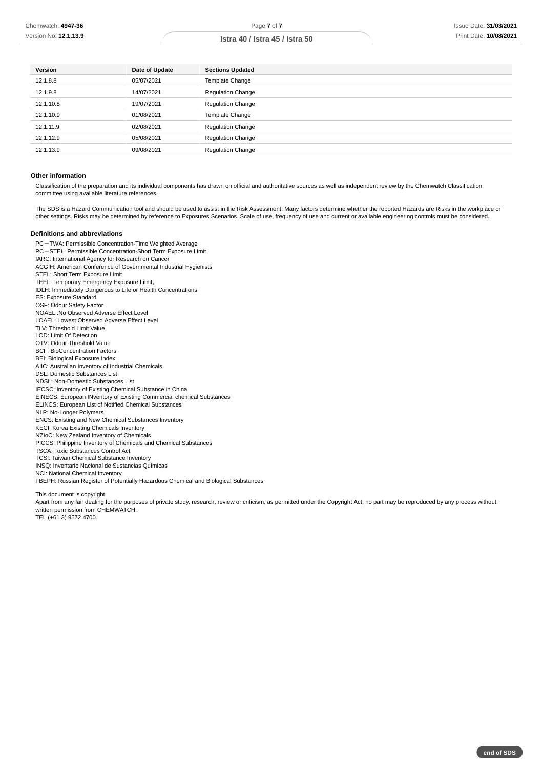| Version | Date of Update | Sections Updated |
| --- | --- | --- |
| 12.1.8.8 | 05/07/2021 | Template Change |
| 12.1.9.8 | 14/07/2021 | Regulation Change |
| 12.1.10.8 | 19/07/2021 | Regulation Change |
| 12.1.10.9 | 01/08/2021 | Template Change |
| 12.1.11.9 | 02/08/2021 | Regulation Change |
| 12.1.12.9 | 05/08/2021 | Regulation Change |
| 12.1.13.9 | 09/08/2021 | Regulation Change |

### Other information

Classification of the preparation and its individual components has drawn on official and authoritative sources as well as independent review by the Chemwatch Classification committee using available literature references.

The SDS is a Hazard Communication tool and should be used to assist in the Risk Assessment. Many factors determine whether the reported Hazards are Risks in the workplace or other settings. Risks may be determined by reference to Exposures Scenarios. Scale of use, frequency of use and current or available engineering controls must be considered.

### Definitions and abbreviations

PC－TWA: Permissible Concentration-Time Weighted Average
PC－STEL: Permissible Concentration-Short Term Exposure Limit
IARC: International Agency for Research on Cancer
ACGIH: American Conference of Governmental Industrial Hygienists
STEL: Short Term Exposure Limit
TEEL: Temporary Emergency Exposure Limit。
IDLH: Immediately Dangerous to Life or Health Concentrations
ES: Exposure Standard
OSF: Odour Safety Factor
NOAEL :No Observed Adverse Effect Level
LOAEL: Lowest Observed Adverse Effect Level
TLV: Threshold Limit Value
LOD: Limit Of Detection
OTV: Odour Threshold Value
BCF: BioConcentration Factors
BEI: Biological Exposure Index
AIIC: Australian Inventory of Industrial Chemicals
DSL: Domestic Substances List
NDSL: Non-Domestic Substances List
IECSC: Inventory of Existing Chemical Substance in China
EINECS: European INventory of Existing Commercial chemical Substances
ELINCS: European List of Notified Chemical Substances
NLP: No-Longer Polymers
ENCS: Existing and New Chemical Substances Inventory
KECI: Korea Existing Chemicals Inventory
NZIoC: New Zealand Inventory of Chemicals
PICCS: Philippine Inventory of Chemicals and Chemical Substances
TSCA: Toxic Substances Control Act
TCSI: Taiwan Chemical Substance Inventory
INSQ: Inventario Nacional de Sustancias Químicas
NCI: National Chemical Inventory
FBEPH: Russian Register of Potentially Hazardous Chemical and Biological Substances

This document is copyright.
Apart from any fair dealing for the purposes of private study, research, review or criticism, as permitted under the Copyright Act, no part may be reproduced by any process without written permission from CHEMWATCH.
TEL (+61 3) 9572 4700.

end of SDS